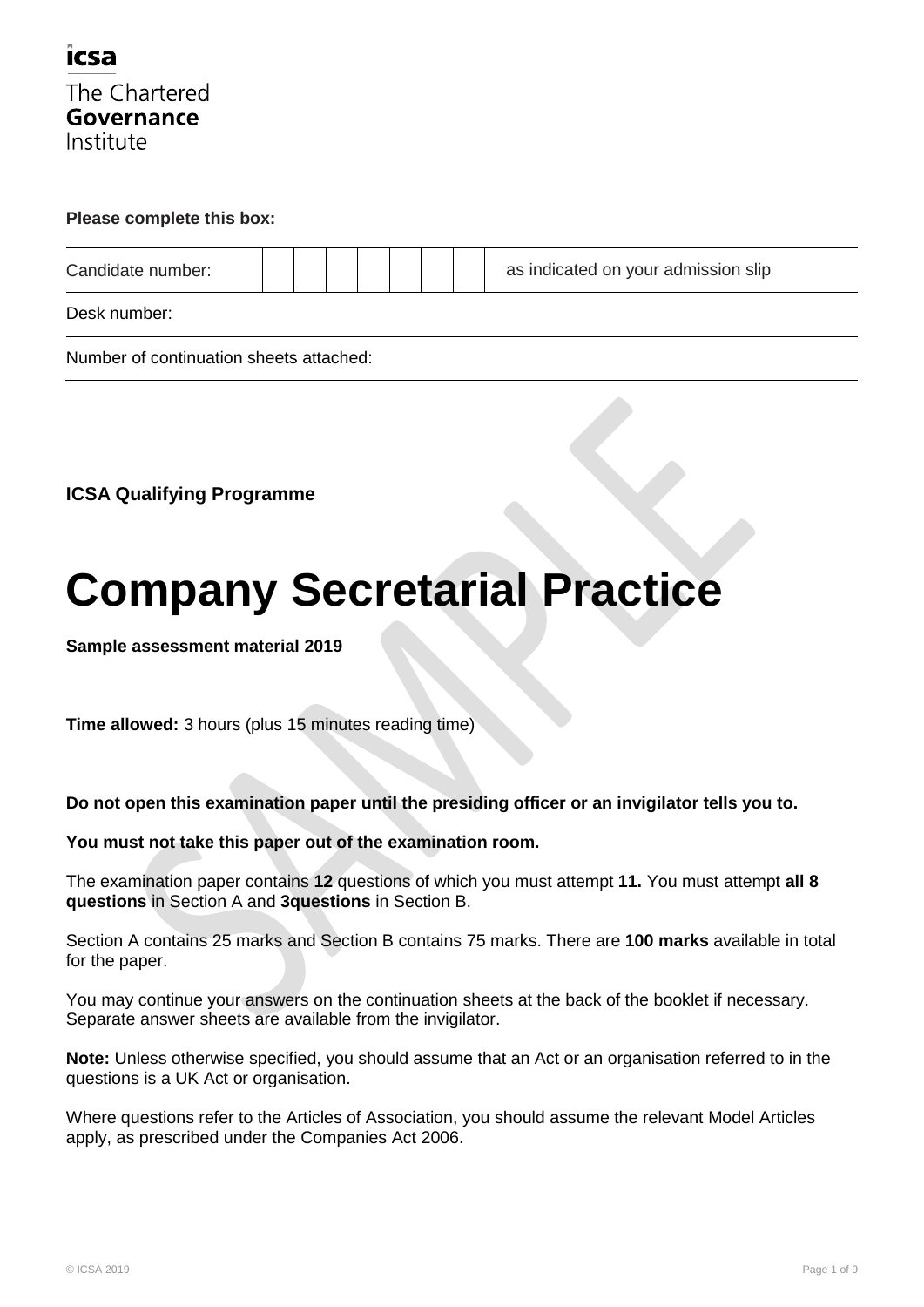icsa

The Chartered
**Governance**
Institute

**Please complete this box:**

| Candidate number: | | | | | | | | as indicated on your admission slip |
|---|---|---|---|---|---|---|---|---|
| Desk number: | | | | | | | | |
| Number of continuation sheets attached: | | | | | | | | |

**ICSA Qualifying Programme**

# Company Secretarial Practice

**Sample assessment material 2019**

**Time allowed:** 3 hours (plus 15 minutes reading time)

**Do not open this examination paper until the presiding officer or an invigilator tells you to.**

**You must not take this paper out of the examination room.**

The examination paper contains **12** questions of which you must attempt **11.** You must attempt **all 8 questions** in Section A and **3questions** in Section B.

Section A contains 25 marks and Section B contains 75 marks. There are **100 marks** available in total for the paper.

You may continue your answers on the continuation sheets at the back of the booklet if necessary. Separate answer sheets are available from the invigilator.

**Note:** Unless otherwise specified, you should assume that an Act or an organisation referred to in the questions is a UK Act or organisation.

Where questions refer to the Articles of Association, you should assume the relevant Model Articles apply, as prescribed under the Companies Act 2006.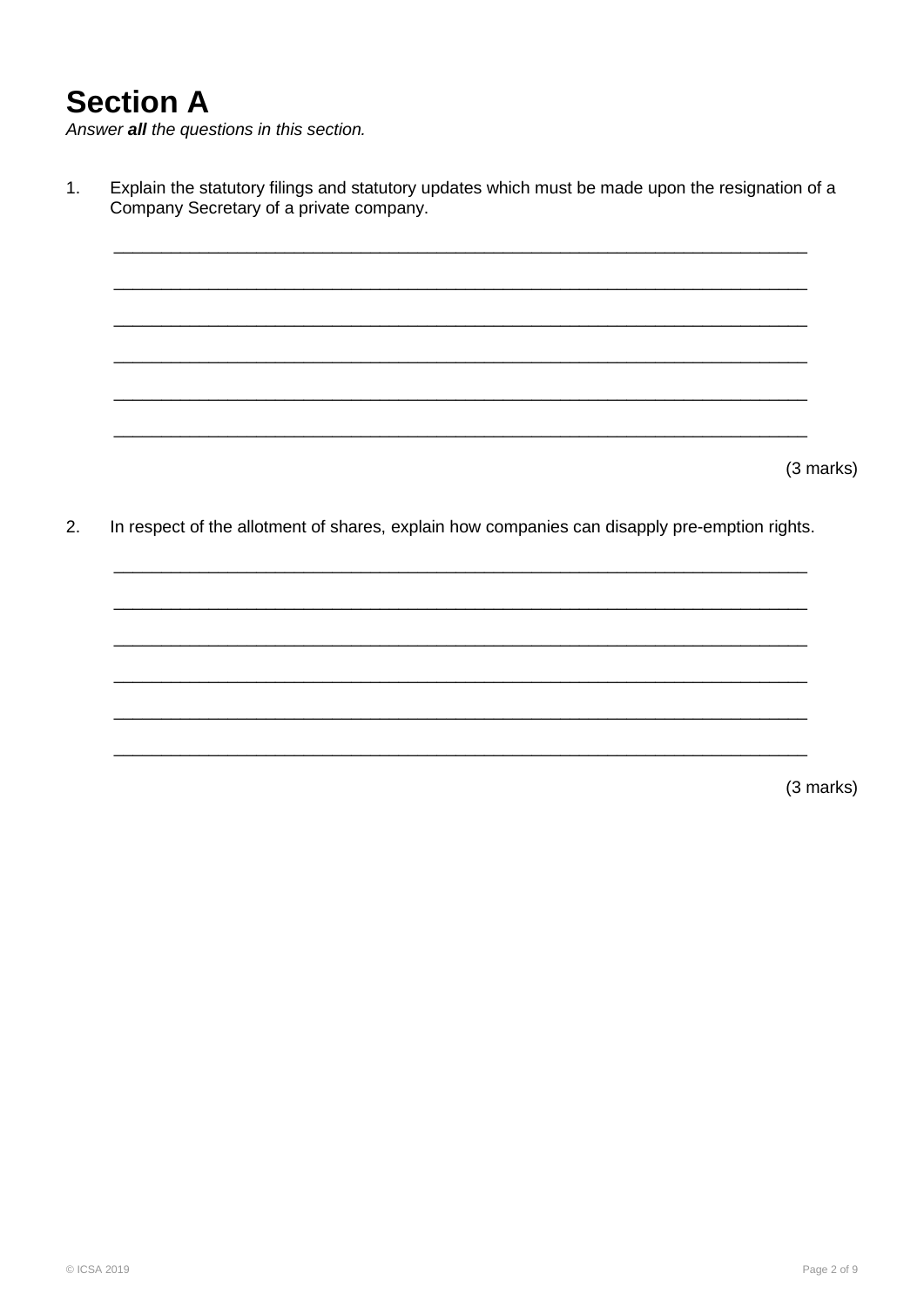# Section A

*Answer **all** the questions in this section.*

1. Explain the statutory filings and statutory updates which must be made upon the resignation of a Company Secretary of a private company.

(3 marks)

2. In respect of the allotment of shares, explain how companies can disapply pre-emption rights.

(3 marks)

© ICSA 2019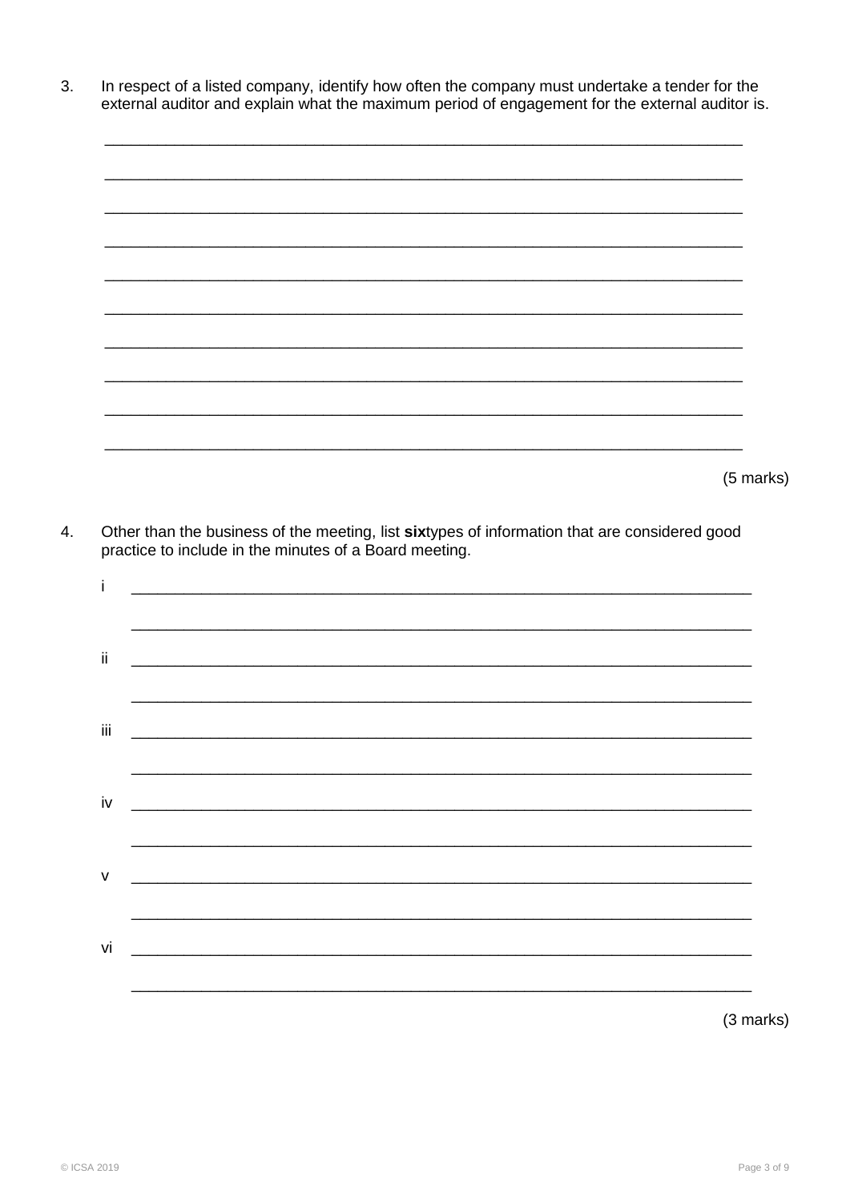3. In respect of a listed company, identify how often the company must undertake a tender for the external auditor and explain what the maximum period of engagement for the external auditor is.

(5 marks)

4. Other than the business of the meeting, list **six**types of information that are considered good practice to include in the minutes of a Board meeting.

i

ii

iii

iv

v

vi

(3 marks)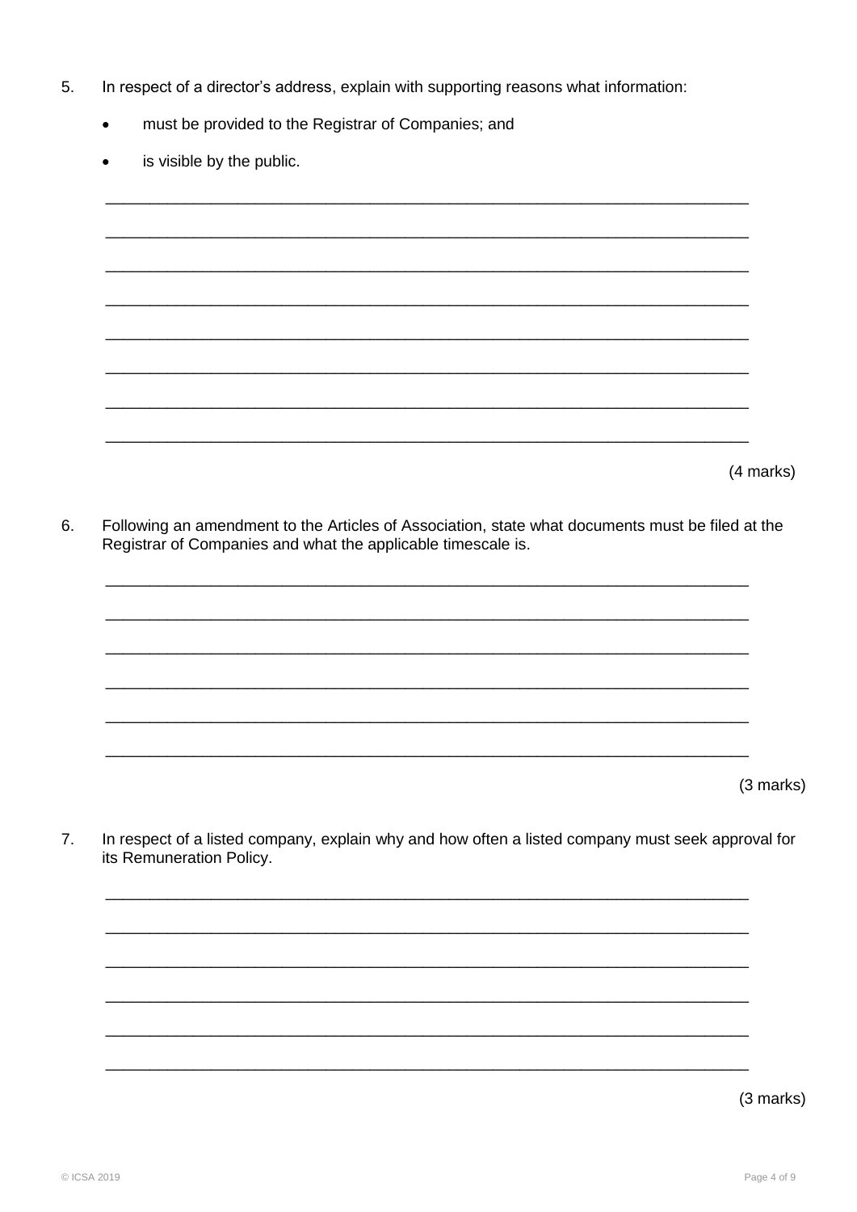5. In respect of a director's address, explain with supporting reasons what information:

   - must be provided to the Registrar of Companies; and
   - is visible by the public.

(4 marks)

6. Following an amendment to the Articles of Association, state what documents must be filed at the Registrar of Companies and what the applicable timescale is.

(3 marks)

7. In respect of a listed company, explain why and how often a listed company must seek approval for its Remuneration Policy.

(3 marks)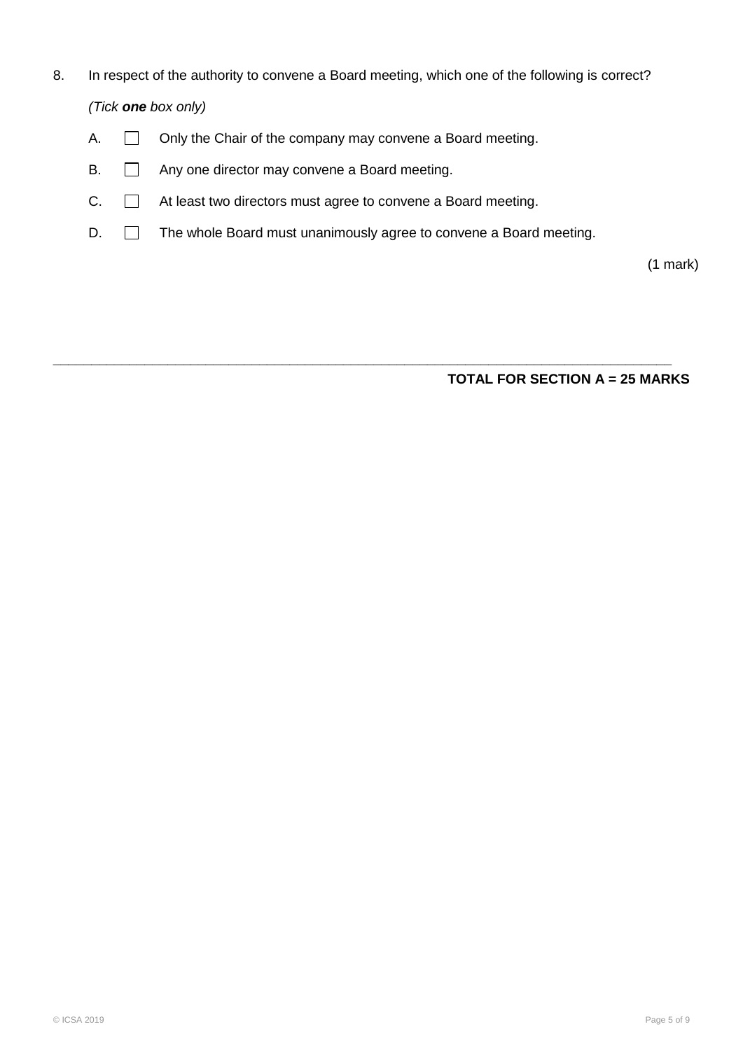8. In respect of the authority to convene a Board meeting, which one of the following is correct?

   *(Tick **one** box only)*

   A. ☐ Only the Chair of the company may convene a Board meeting.

   B. ☐ Any one director may convene a Board meeting.

   C. ☐ At least two directors must agree to convene a Board meeting.

   D. ☐ The whole Board must unanimously agree to convene a Board meeting.

(1 mark)

---

**TOTAL FOR SECTION A = 25 MARKS**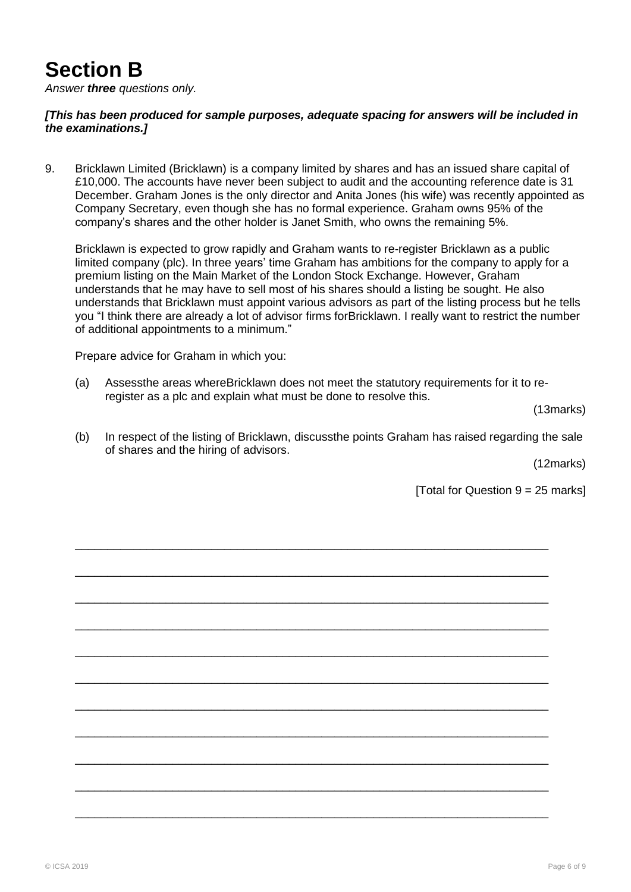# Section B

*Answer **three** questions only.*

***[This has been produced for sample purposes, adequate spacing for answers will be included in the examinations.]***

9. Bricklawn Limited (Bricklawn) is a company limited by shares and has an issued share capital of £10,000. The accounts have never been subject to audit and the accounting reference date is 31 December. Graham Jones is the only director and Anita Jones (his wife) was recently appointed as Company Secretary, even though she has no formal experience. Graham owns 95% of the company's shares and the other holder is Janet Smith, who owns the remaining 5%.

   Bricklawn is expected to grow rapidly and Graham wants to re-register Bricklawn as a public limited company (plc). In three years' time Graham has ambitions for the company to apply for a premium listing on the Main Market of the London Stock Exchange. However, Graham understands that he may have to sell most of his shares should a listing be sought. He also understands that Bricklawn must appoint various advisors as part of the listing process but he tells you "I think there are already a lot of advisor firms forBricklawn. I really want to restrict the number of additional appointments to a minimum."

   Prepare advice for Graham in which you:

   (a) Assessthe areas whereBricklawn does not meet the statutory requirements for it to re-register as a plc and explain what must be done to resolve this.

   (13marks)

   (b) In respect of the listing of Bricklawn, discussthe points Graham has raised regarding the sale of shares and the hiring of advisors.

   (12marks)

   [Total for Question 9 = 25 marks]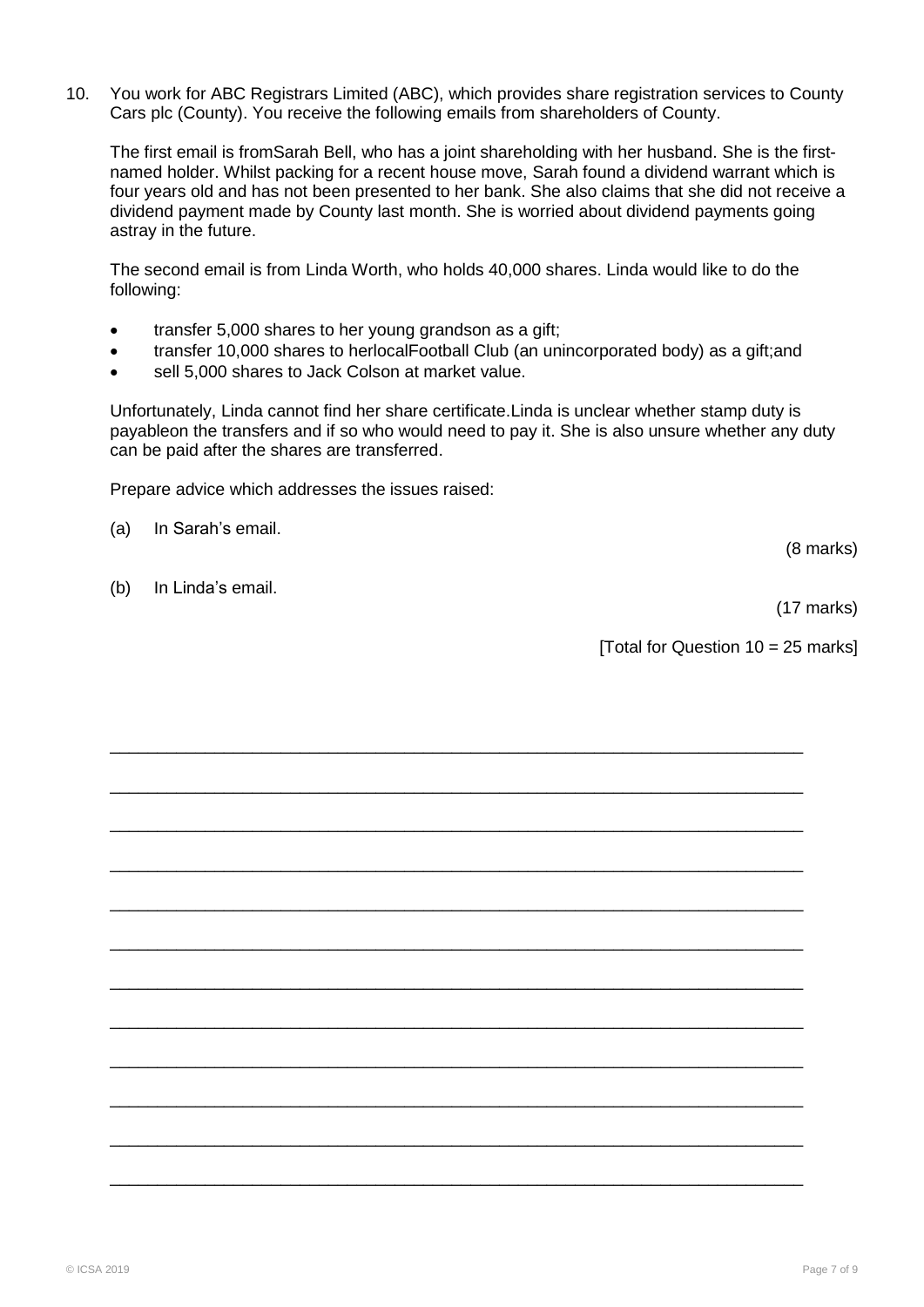10. You work for ABC Registrars Limited (ABC), which provides share registration services to County Cars plc (County). You receive the following emails from shareholders of County.

The first email is fromSarah Bell, who has a joint shareholding with her husband. She is the first-named holder. Whilst packing for a recent house move, Sarah found a dividend warrant which is four years old and has not been presented to her bank. She also claims that she did not receive a dividend payment made by County last month. She is worried about dividend payments going astray in the future.

The second email is from Linda Worth, who holds 40,000 shares. Linda would like to do the following:

- transfer 5,000 shares to her young grandson as a gift;
- transfer 10,000 shares to herlocalFootball Club (an unincorporated body) as a gift;and
- sell 5,000 shares to Jack Colson at market value.

Unfortunately, Linda cannot find her share certificate.Linda is unclear whether stamp duty is payableon the transfers and if so who would need to pay it. She is also unsure whether any duty can be paid after the shares are transferred.

Prepare advice which addresses the issues raised:

(a) In Sarah's email.

(8 marks)

(b) In Linda's email.

(17 marks)

[Total for Question 10 = 25 marks]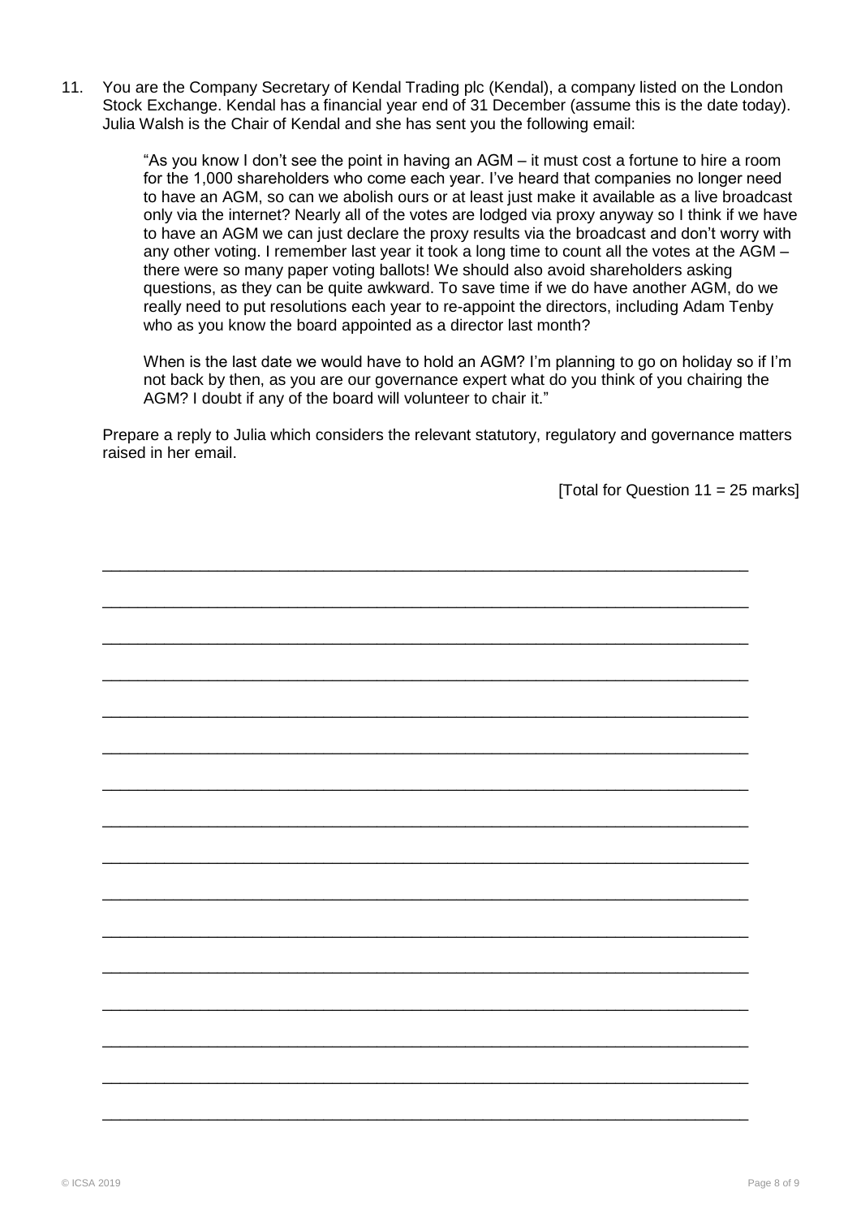11. You are the Company Secretary of Kendal Trading plc (Kendal), a company listed on the London Stock Exchange. Kendal has a financial year end of 31 December (assume this is the date today). Julia Walsh is the Chair of Kendal and she has sent you the following email:

> "As you know I don't see the point in having an AGM – it must cost a fortune to hire a room for the 1,000 shareholders who come each year. I've heard that companies no longer need to have an AGM, so can we abolish ours or at least just make it available as a live broadcast only via the internet? Nearly all of the votes are lodged via proxy anyway so I think if we have to have an AGM we can just declare the proxy results via the broadcast and don't worry with any other voting. I remember last year it took a long time to count all the votes at the AGM – there were so many paper voting ballots! We should also avoid shareholders asking questions, as they can be quite awkward. To save time if we do have another AGM, do we really need to put resolutions each year to re-appoint the directors, including Adam Tenby who as you know the board appointed as a director last month?
>
> When is the last date we would have to hold an AGM? I'm planning to go on holiday so if I'm not back by then, as you are our governance expert what do you think of you chairing the AGM? I doubt if any of the board will volunteer to chair it."

Prepare a reply to Julia which considers the relevant statutory, regulatory and governance matters raised in her email.

[Total for Question 11 = 25 marks]

\_\_\_\_\_\_\_\_\_\_\_\_\_\_\_\_\_\_\_\_\_\_\_\_\_\_\_\_\_\_\_\_\_\_\_\_\_\_\_\_\_\_\_\_\_\_\_\_\_\_\_\_\_\_\_\_\_\_\_\_\_\_\_\_\_\_\_\_\_\_

\_\_\_\_\_\_\_\_\_\_\_\_\_\_\_\_\_\_\_\_\_\_\_\_\_\_\_\_\_\_\_\_\_\_\_\_\_\_\_\_\_\_\_\_\_\_\_\_\_\_\_\_\_\_\_\_\_\_\_\_\_\_\_\_\_\_\_\_\_\_

\_\_\_\_\_\_\_\_\_\_\_\_\_\_\_\_\_\_\_\_\_\_\_\_\_\_\_\_\_\_\_\_\_\_\_\_\_\_\_\_\_\_\_\_\_\_\_\_\_\_\_\_\_\_\_\_\_\_\_\_\_\_\_\_\_\_\_\_\_\_

\_\_\_\_\_\_\_\_\_\_\_\_\_\_\_\_\_\_\_\_\_\_\_\_\_\_\_\_\_\_\_\_\_\_\_\_\_\_\_\_\_\_\_\_\_\_\_\_\_\_\_\_\_\_\_\_\_\_\_\_\_\_\_\_\_\_\_\_\_\_

\_\_\_\_\_\_\_\_\_\_\_\_\_\_\_\_\_\_\_\_\_\_\_\_\_\_\_\_\_\_\_\_\_\_\_\_\_\_\_\_\_\_\_\_\_\_\_\_\_\_\_\_\_\_\_\_\_\_\_\_\_\_\_\_\_\_\_\_\_\_

\_\_\_\_\_\_\_\_\_\_\_\_\_\_\_\_\_\_\_\_\_\_\_\_\_\_\_\_\_\_\_\_\_\_\_\_\_\_\_\_\_\_\_\_\_\_\_\_\_\_\_\_\_\_\_\_\_\_\_\_\_\_\_\_\_\_\_\_\_\_

\_\_\_\_\_\_\_\_\_\_\_\_\_\_\_\_\_\_\_\_\_\_\_\_\_\_\_\_\_\_\_\_\_\_\_\_\_\_\_\_\_\_\_\_\_\_\_\_\_\_\_\_\_\_\_\_\_\_\_\_\_\_\_\_\_\_\_\_\_\_

\_\_\_\_\_\_\_\_\_\_\_\_\_\_\_\_\_\_\_\_\_\_\_\_\_\_\_\_\_\_\_\_\_\_\_\_\_\_\_\_\_\_\_\_\_\_\_\_\_\_\_\_\_\_\_\_\_\_\_\_\_\_\_\_\_\_\_\_\_\_

\_\_\_\_\_\_\_\_\_\_\_\_\_\_\_\_\_\_\_\_\_\_\_\_\_\_\_\_\_\_\_\_\_\_\_\_\_\_\_\_\_\_\_\_\_\_\_\_\_\_\_\_\_\_\_\_\_\_\_\_\_\_\_\_\_\_\_\_\_\_

\_\_\_\_\_\_\_\_\_\_\_\_\_\_\_\_\_\_\_\_\_\_\_\_\_\_\_\_\_\_\_\_\_\_\_\_\_\_\_\_\_\_\_\_\_\_\_\_\_\_\_\_\_\_\_\_\_\_\_\_\_\_\_\_\_\_\_\_\_\_

\_\_\_\_\_\_\_\_\_\_\_\_\_\_\_\_\_\_\_\_\_\_\_\_\_\_\_\_\_\_\_\_\_\_\_\_\_\_\_\_\_\_\_\_\_\_\_\_\_\_\_\_\_\_\_\_\_\_\_\_\_\_\_\_\_\_\_\_\_\_

\_\_\_\_\_\_\_\_\_\_\_\_\_\_\_\_\_\_\_\_\_\_\_\_\_\_\_\_\_\_\_\_\_\_\_\_\_\_\_\_\_\_\_\_\_\_\_\_\_\_\_\_\_\_\_\_\_\_\_\_\_\_\_\_\_\_\_\_\_\_

\_\_\_\_\_\_\_\_\_\_\_\_\_\_\_\_\_\_\_\_\_\_\_\_\_\_\_\_\_\_\_\_\_\_\_\_\_\_\_\_\_\_\_\_\_\_\_\_\_\_\_\_\_\_\_\_\_\_\_\_\_\_\_\_\_\_\_\_\_\_

\_\_\_\_\_\_\_\_\_\_\_\_\_\_\_\_\_\_\_\_\_\_\_\_\_\_\_\_\_\_\_\_\_\_\_\_\_\_\_\_\_\_\_\_\_\_\_\_\_\_\_\_\_\_\_\_\_\_\_\_\_\_\_\_\_\_\_\_\_\_

\_\_\_\_\_\_\_\_\_\_\_\_\_\_\_\_\_\_\_\_\_\_\_\_\_\_\_\_\_\_\_\_\_\_\_\_\_\_\_\_\_\_\_\_\_\_\_\_\_\_\_\_\_\_\_\_\_\_\_\_\_\_\_\_\_\_\_\_\_\_

\_\_\_\_\_\_\_\_\_\_\_\_\_\_\_\_\_\_\_\_\_\_\_\_\_\_\_\_\_\_\_\_\_\_\_\_\_\_\_\_\_\_\_\_\_\_\_\_\_\_\_\_\_\_\_\_\_\_\_\_\_\_\_\_\_\_\_\_\_\_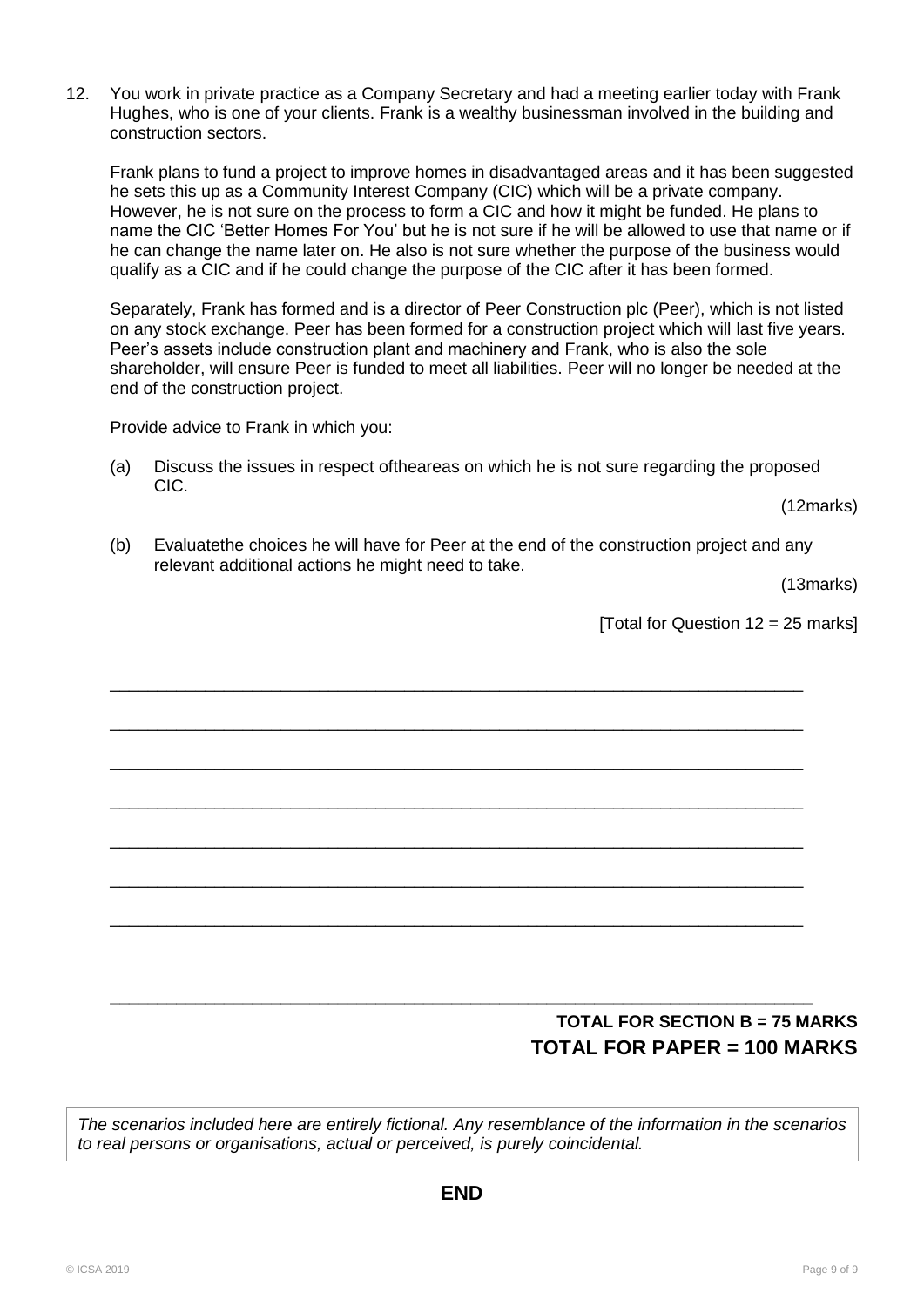12. You work in private practice as a Company Secretary and had a meeting earlier today with Frank Hughes, who is one of your clients. Frank is a wealthy businessman involved in the building and construction sectors.

    Frank plans to fund a project to improve homes in disadvantaged areas and it has been suggested he sets this up as a Community Interest Company (CIC) which will be a private company. However, he is not sure on the process to form a CIC and how it might be funded. He plans to name the CIC 'Better Homes For You' but he is not sure if he will be allowed to use that name or if he can change the name later on. He also is not sure whether the purpose of the business would qualify as a CIC and if he could change the purpose of the CIC after it has been formed.

    Separately, Frank has formed and is a director of Peer Construction plc (Peer), which is not listed on any stock exchange. Peer has been formed for a construction project which will last five years. Peer's assets include construction plant and machinery and Frank, who is also the sole shareholder, will ensure Peer is funded to meet all liabilities. Peer will no longer be needed at the end of the construction project.

    Provide advice to Frank in which you:

    (a) Discuss the issues in respect ofthe areas on which he is not sure regarding the proposed CIC.

    (12marks)

    (b) Evaluatethe choices he will have for Peer at the end of the construction project and any relevant additional actions he might need to take.

    (13marks)

    [Total for Question 12 = 25 marks]

______________________________________________________________________

______________________________________________________________________

______________________________________________________________________

______________________________________________________________________

______________________________________________________________________

______________________________________________________________________

______________________________________________________________________

______________________________________________________________________

**TOTAL FOR SECTION B = 75 MARKS**

**TOTAL FOR PAPER = 100 MARKS**

*The scenarios included here are entirely fictional. Any resemblance of the information in the scenarios to real persons or organisations, actual or perceived, is purely coincidental.*

**END**